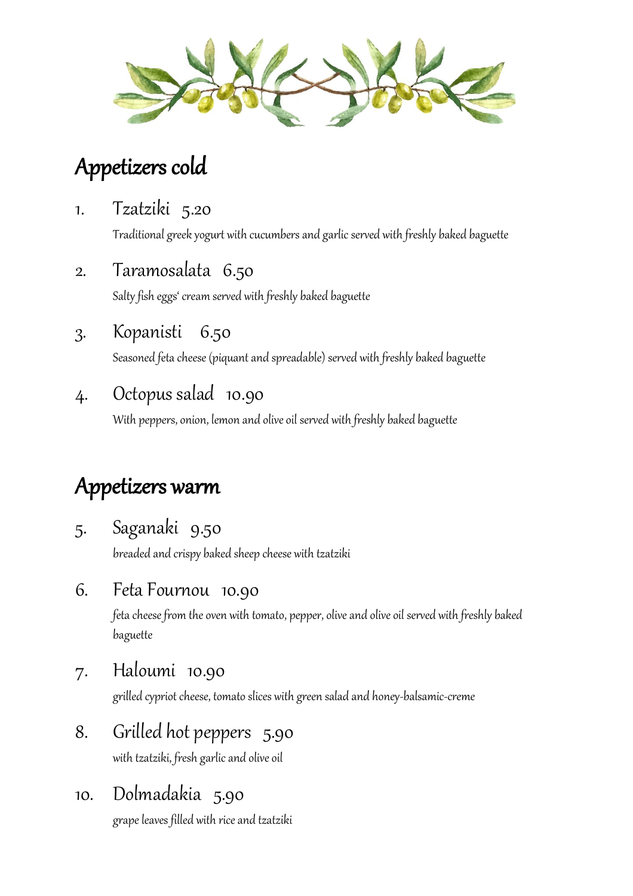## Appetizers cold

1. Tzatziki 5.20

   Traditional greek yogurt with cucumbers and garlic served with freshly baked baguette

2. Taramosalata 6.50

   Salty fish eggs' cream served with freshly baked baguette

3. Kopanisti 6.50

   Seasoned feta cheese (piquant and spreadable) served with freshly baked baguette

4. Octopus salad 10.90

   With peppers, onion, lemon and olive oil served with freshly baked baguette

## Appetizers warm

5. Saganaki 9.50

   breaded and crispy baked sheep cheese with tzatziki

6. Feta Fournou 10.90

   feta cheese from the oven with tomato, pepper, olive and olive oil served with freshly baked baguette

7. Haloumi 10.90

   grilled cypriot cheese, tomato slices with green salad and honey-balsamic-creme

8. Grilled hot peppers 5.90

   with tzatziki, fresh garlic and olive oil

10. Dolmadakia 5.90

    grape leaves filled with rice and tzatziki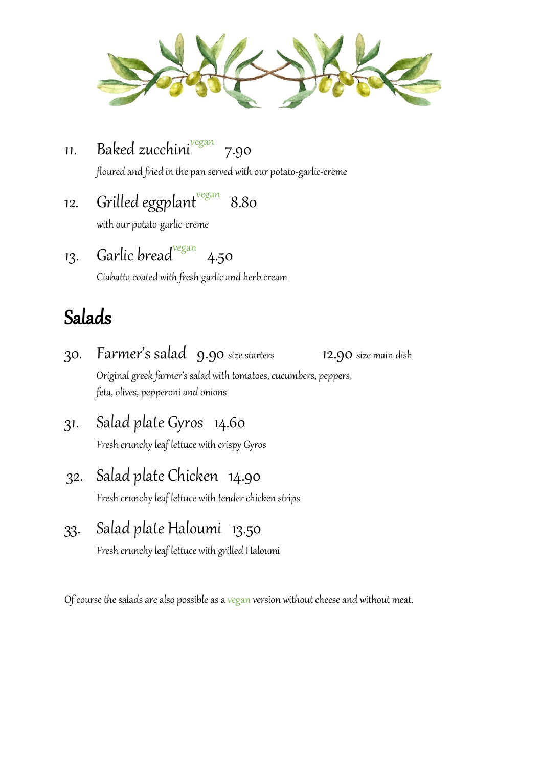11. Baked zucchini vegan 7.90

    *floured and fried in the pan served with our potato-garlic-creme*

12. Grilled eggplant vegan 8.80

    *with our potato-garlic-creme*

13. Garlic bread vegan 4.50

    *Ciabatta coated with fresh garlic and herb cream*

## Salads

30. Farmer's salad 9.90 size starters 12.90 size main dish

    *Original greek farmer's salad with tomatoes, cucumbers, peppers, feta, olives, pepperoni and onions*

31. Salad plate Gyros 14.60

    *Fresh crunchy leaf lettuce with crispy Gyros*

32. Salad plate Chicken 14.90

    *Fresh crunchy leaf lettuce with tender chicken strips*

33. Salad plate Haloumi 13.50

    *Fresh crunchy leaf lettuce with grilled Haloumi*

Of course the salads are also possible as a vegan version without cheese and without meat.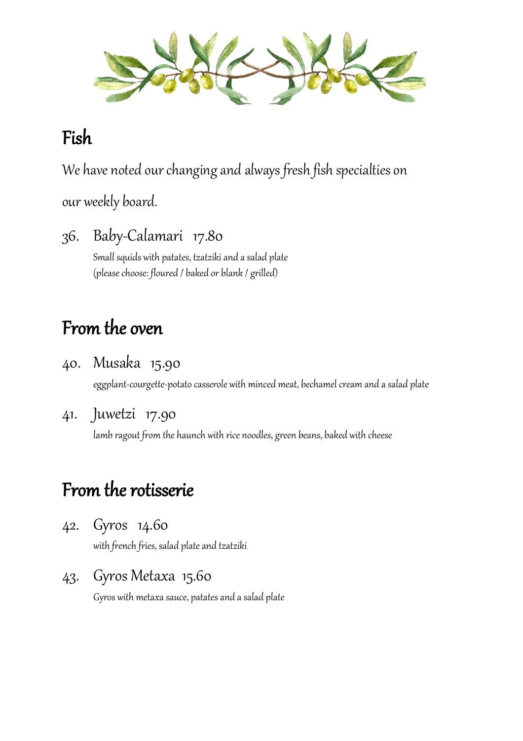## Fish

We have noted our changing and always fresh fish specialties on our weekly board.

36. Baby-Calamari 17.80

    Small squids with patates, tzatziki and a salad plate
    (please choose: floured / baked or blank / grilled)

## From the oven

40. Musaka 15.90

    eggplant-courgette-potato casserole with minced meat, bechamel cream and a salad plate

41. Juwetzi 17.90

    lamb ragout from the haunch with rice noodles, green beans, baked with cheese

## From the rotisserie

42. Gyros 14.60

    with french fries, salad plate and tzatziki

43. Gyros Metaxa 15.60

    Gyros with metaxa sauce, patates and a salad plate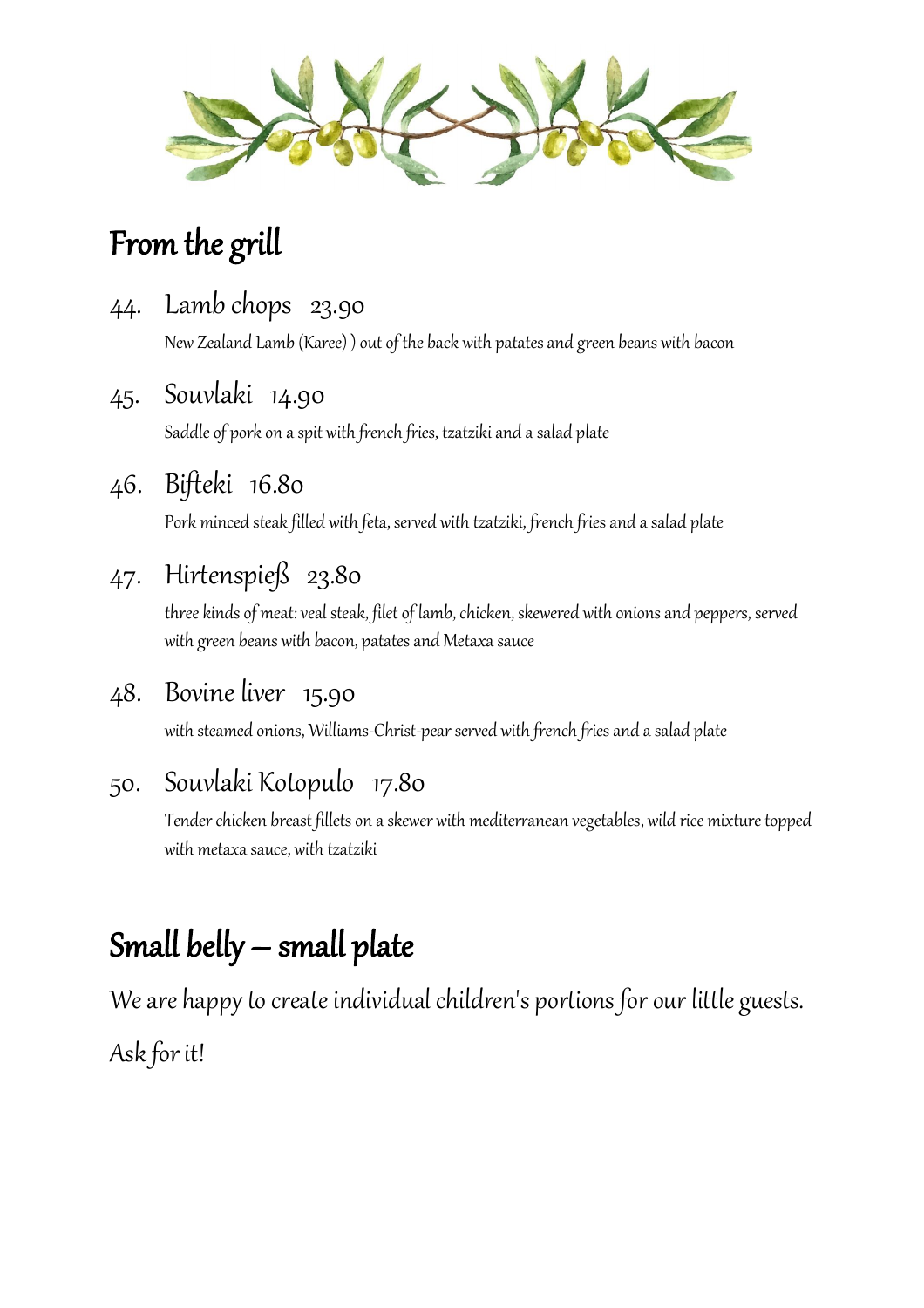## From the grill

44. Lamb chops 23.90

New Zealand Lamb (Karee) ) out of the back with patates and green beans with bacon

45. Souvlaki 14.90

Saddle of pork on a spit with french fries, tzatziki and a salad plate

46. Bifteki 16.80

Pork minced steak filled with feta, served with tzatziki, french fries and a salad plate

47. Hirtenspieß 23.80

three kinds of meat: veal steak, filet of lamb, chicken, skewered with onions and peppers, served with green beans with bacon, patates and Metaxa sauce

48. Bovine liver 15.90

with steamed onions, Williams-Christ-pear served with french fries and a salad plate

50. Souvlaki Kotopulo 17.80

Tender chicken breast fillets on a skewer with mediterranean vegetables, wild rice mixture topped with metaxa sauce, with tzatziki

## Small belly – small plate

We are happy to create individual children's portions for our little guests.

Ask for it!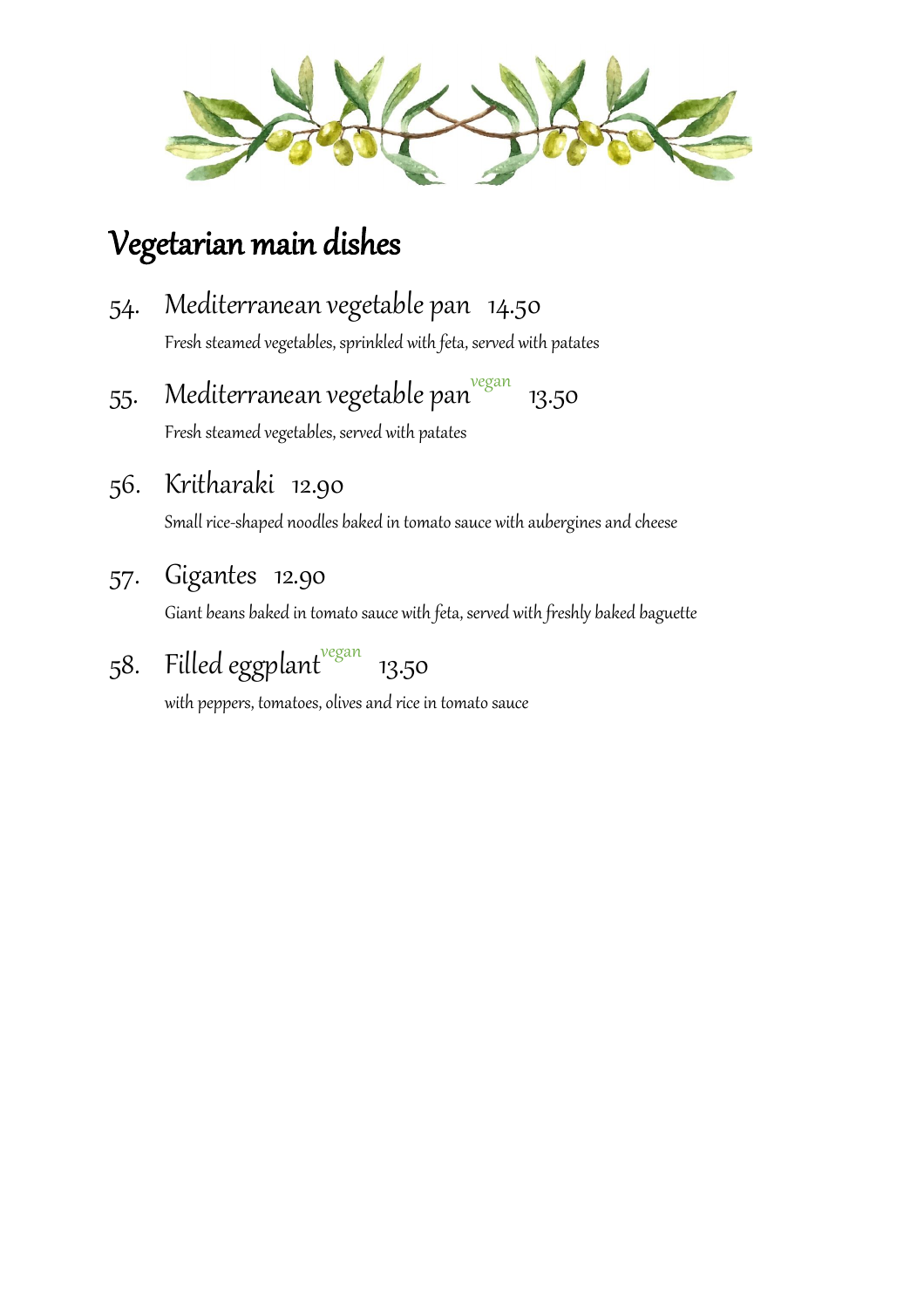# Vegetarian main dishes

54. Mediterranean vegetable pan 14.50

Fresh steamed vegetables, sprinkled with feta, served with patates

55. Mediterranean vegetable pan vegan 13.50

Fresh steamed vegetables, served with patates

56. Kritharaki 12.90

Small rice-shaped noodles baked in tomato sauce with aubergines and cheese

57. Gigantes 12.90

Giant beans baked in tomato sauce with feta, served with freshly baked baguette

58. Filled eggplant vegan 13.50

with peppers, tomatoes, olives and rice in tomato sauce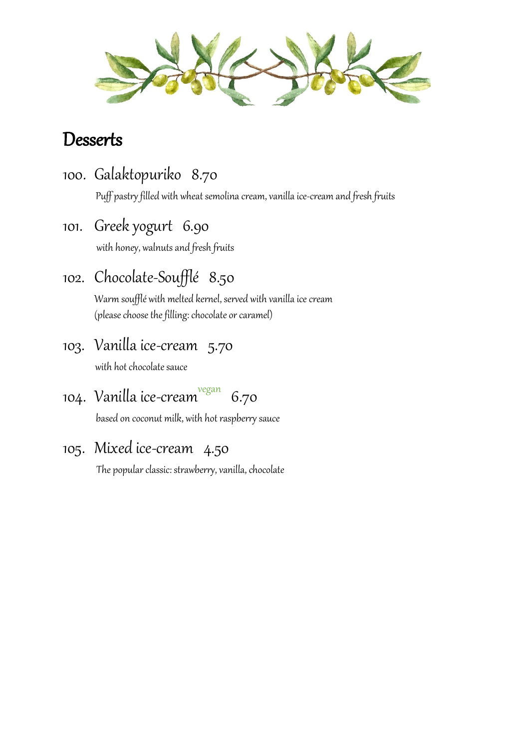# Desserts

100. Galaktopuriko 8.70

Puff pastry filled with wheat semolina cream, vanilla ice-cream and fresh fruits

101. Greek yogurt 6.90

with honey, walnuts and fresh fruits

102. Chocolate-Soufflé 8.50

Warm soufflé with melted kernel, served with vanilla ice cream
(please choose the filling: chocolate or caramel)

103. Vanilla ice-cream 5.70

with hot chocolate sauce

104. Vanilla ice-cream vegan 6.70

based on coconut milk, with hot raspberry sauce

105. Mixed ice-cream 4.50

The popular classic: strawberry, vanilla, chocolate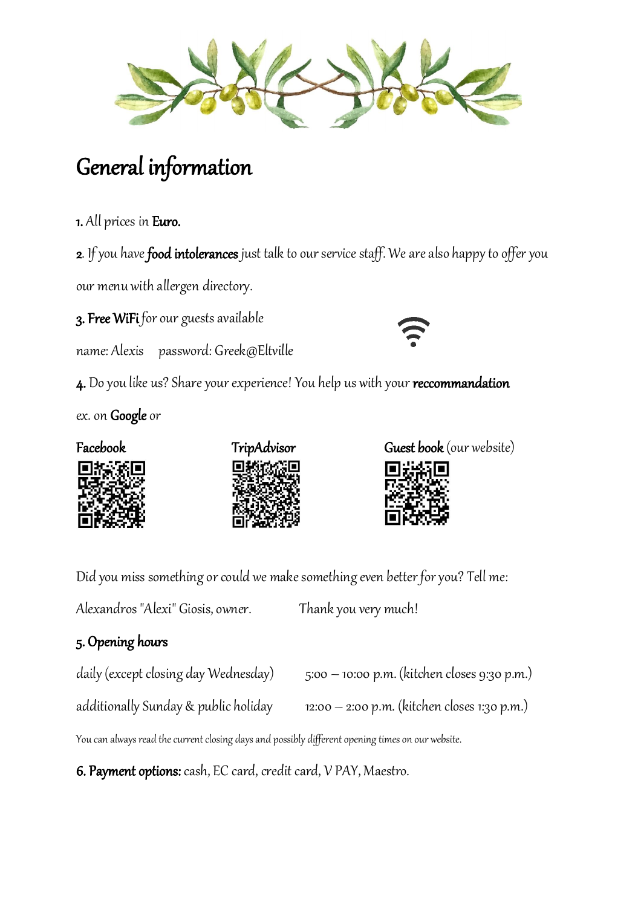# General information

**1.** All prices in **Euro.**

**2**. If you have **food intolerances** just talk to our service staff. We are also happy to offer you our menu with allergen directory.

**3. Free WiFi** for our guests available

name: Alexis     password: Greek@Eltville

**4.** Do you like us? Share your experience! You help us with your **reccommandation** ex. on **Google** or

**Facebook**     **TripAdvisor**     **Guest book** (our website)

Did you miss something or could we make something even better for you? Tell me:

Alexandros "Alexi" Giosis, owner.     Thank you very much!

**5. Opening hours**

| | |
|---|---|
| daily (except closing day Wednesday) | 5:00 – 10:00 p.m. (kitchen closes 9:30 p.m.) |
| additionally Sunday & public holiday | 12:00 – 2:00 p.m. (kitchen closes 1:30 p.m.) |

You can always read the current closing days and possibly different opening times on our website.

**6. Payment options:** cash, EC card, credit card, V PAY, Maestro.